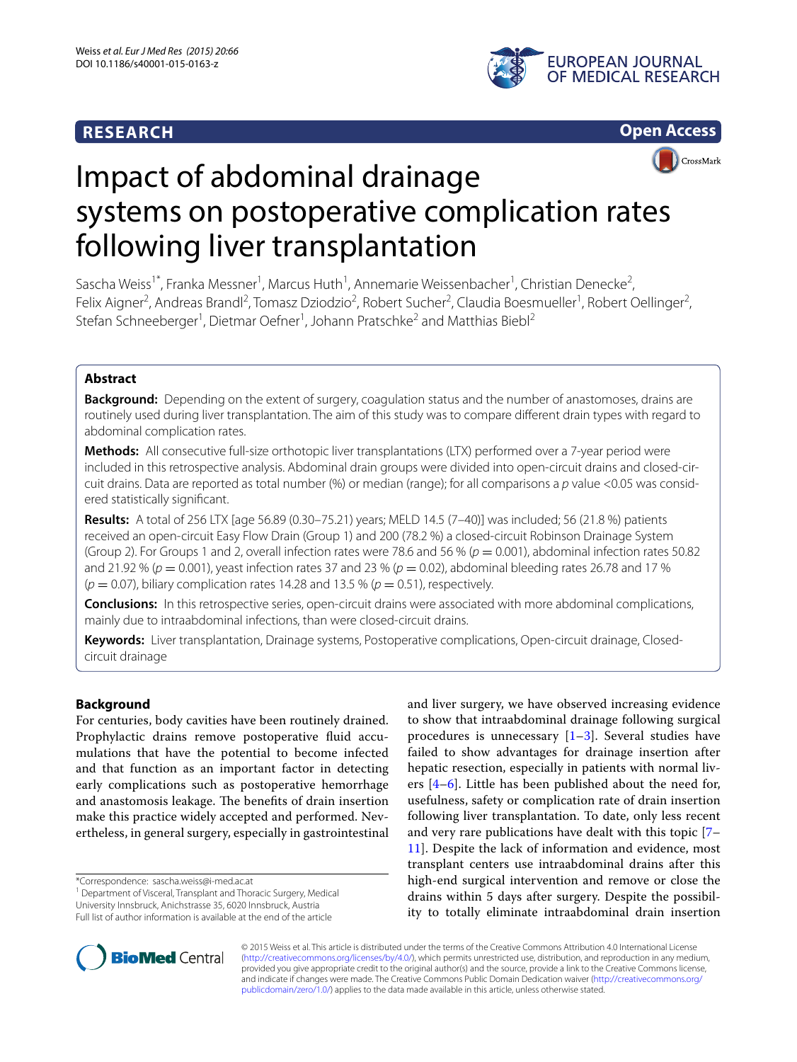RESEARCH

Open Access

# Impact of abdominal drainage systems on postoperative complication rates following liver transplantation

Sascha Weiss[1*], Franka Messner[1], Marcus Huth[1], Annemarie Weissenbacher[1], Christian Denecke[2], Felix Aigner[2], Andreas Brandl[2], Tomasz Dziodzio[2], Robert Sucher[2], Claudia Boesmueller[1], Robert Oellinger[2], Stefan Schneeberger[1], Dietmar Oefner[1], Johann Pratschke[2] and Matthias Biebl[2]

## Abstract

**Background:** Depending on the extent of surgery, coagulation status and the number of anastomoses, drains are routinely used during liver transplantation. The aim of this study was to compare different drain types with regard to abdominal complication rates.

**Methods:** All consecutive full-size orthotopic liver transplantations (LTX) performed over a 7-year period were included in this retrospective analysis. Abdominal drain groups were divided into open-circuit drains and closed-circuit drains. Data are reported as total number (%) or median (range); for all comparisons a $p$ value <0.05 was considered statistically significant.

**Results:** A total of 256 LTX [age 56.89 (0.30–75.21) years; MELD 14.5 (7–40)] was included; 56 (21.8 %) patients received an open-circuit Easy Flow Drain (Group 1) and 200 (78.2 %) a closed-circuit Robinson Drainage System (Group 2). For Groups 1 and 2, overall infection rates were 78.6 and 56 % ($p = 0.001$), abdominal infection rates 50.82 and 21.92 % ($p = 0.001$), yeast infection rates 37 and 23 % ($p = 0.02$), abdominal bleeding rates 26.78 and 17 % ($p = 0.07$), biliary complication rates 14.28 and 13.5 % ($p = 0.51$), respectively.

**Conclusions:** In this retrospective series, open-circuit drains were associated with more abdominal complications, mainly due to intraabdominal infections, than were closed-circuit drains.

**Keywords:** Liver transplantation, Drainage systems, Postoperative complications, Open-circuit drainage, Closed-circuit drainage

## Background

For centuries, body cavities have been routinely drained. Prophylactic drains remove postoperative fluid accumulations that have the potential to become infected and that function as an important factor in detecting early complications such as postoperative hemorrhage and anastomosis leakage. The benefits of drain insertion make this practice widely accepted and performed. Nevertheless, in general surgery, especially in gastrointestinal and liver surgery, we have observed increasing evidence to show that intraabdominal drainage following surgical procedures is unnecessary [1–3]. Several studies have failed to show advantages for drainage insertion after hepatic resection, especially in patients with normal livers [4–6]. Little has been published about the need for, usefulness, safety or complication rate of drain insertion following liver transplantation. To date, only less recent and very rare publications have dealt with this topic [7–11]. Despite the lack of information and evidence, most transplant centers use intraabdominal drains after this high-end surgical intervention and remove or close the drains within 5 days after surgery. Despite the possibility to totally eliminate intraabdominal drain insertion

*Correspondence: sascha.weiss@i-med.ac.at
[1] Department of Visceral, Transplant and Thoracic Surgery, Medical University Innsbruck, Anichstrasse 35, 6020 Innsbruck, Austria
Full list of author information is available at the end of the article

© 2015 Weiss et al. This article is distributed under the terms of the Creative Commons Attribution 4.0 International License (http://creativecommons.org/licenses/by/4.0/), which permits unrestricted use, distribution, and reproduction in any medium, provided you give appropriate credit to the original author(s) and the source, provide a link to the Creative Commons license, and indicate if changes were made. The Creative Commons Public Domain Dedication waiver (http://creativecommons.org/publicdomain/zero/1.0/) applies to the data made available in this article, unless otherwise stated.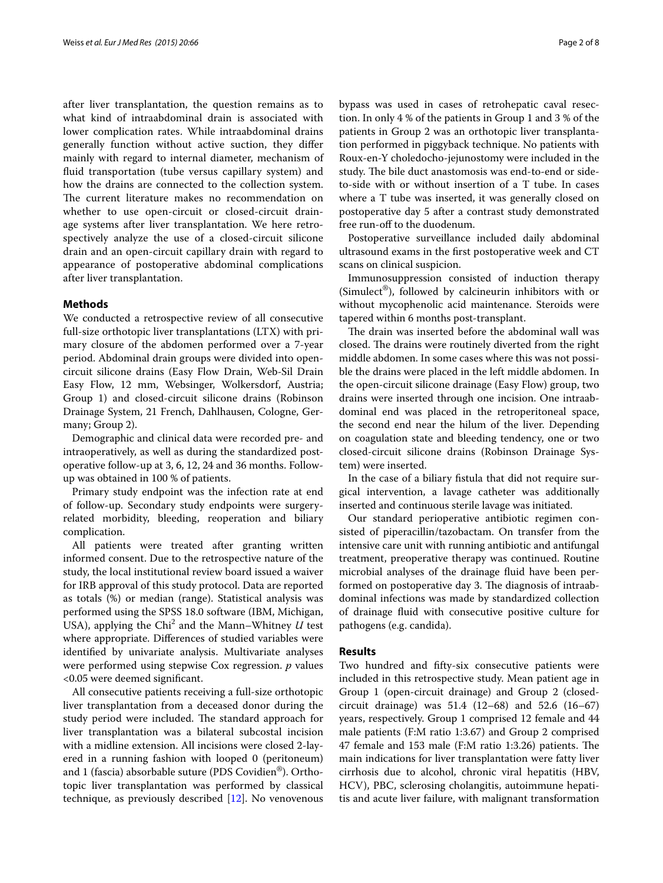after liver transplantation, the question remains as to what kind of intraabdominal drain is associated with lower complication rates. While intraabdominal drains generally function without active suction, they differ mainly with regard to internal diameter, mechanism of fluid transportation (tube versus capillary system) and how the drains are connected to the collection system. The current literature makes no recommendation on whether to use open-circuit or closed-circuit drainage systems after liver transplantation. We here retrospectively analyze the use of a closed-circuit silicone drain and an open-circuit capillary drain with regard to appearance of postoperative abdominal complications after liver transplantation.

## Methods

We conducted a retrospective review of all consecutive full-size orthotopic liver transplantations (LTX) with primary closure of the abdomen performed over a 7-year period. Abdominal drain groups were divided into open-circuit silicone drains (Easy Flow Drain, Web-Sil Drain Easy Flow, 12 mm, Websinger, Wolkersdorf, Austria; Group 1) and closed-circuit silicone drains (Robinson Drainage System, 21 French, Dahlhausen, Cologne, Germany; Group 2).

Demographic and clinical data were recorded pre- and intraoperatively, as well as during the standardized postoperative follow-up at 3, 6, 12, 24 and 36 months. Follow-up was obtained in 100 % of patients.

Primary study endpoint was the infection rate at end of follow-up. Secondary study endpoints were surgery-related morbidity, bleeding, reoperation and biliary complication.

All patients were treated after granting written informed consent. Due to the retrospective nature of the study, the local institutional review board issued a waiver for IRB approval of this study protocol. Data are reported as totals (%) or median (range). Statistical analysis was performed using the SPSS 18.0 software (IBM, Michigan, USA), applying the Chi$^2$ and the Mann–Whitney $U$ test where appropriate. Differences of studied variables were identified by univariate analysis. Multivariate analyses were performed using stepwise Cox regression. $p$ values <0.05 were deemed significant.

All consecutive patients receiving a full-size orthotopic liver transplantation from a deceased donor during the study period were included. The standard approach for liver transplantation was a bilateral subcostal incision with a midline extension. All incisions were closed 2-layered in a running fashion with looped 0 (peritoneum) and 1 (fascia) absorbable suture (PDS Covidien®). Orthotopic liver transplantation was performed by classical technique, as previously described [12]. No venovenous bypass was used in cases of retrohepatic caval resection. In only 4 % of the patients in Group 1 and 3 % of the patients in Group 2 was an orthotopic liver transplantation performed in piggyback technique. No patients with Roux-en-Y choledocho-jejunostomy were included in the study. The bile duct anastomosis was end-to-end or side-to-side with or without insertion of a T tube. In cases where a T tube was inserted, it was generally closed on postoperative day 5 after a contrast study demonstrated free run-off to the duodenum.

Postoperative surveillance included daily abdominal ultrasound exams in the first postoperative week and CT scans on clinical suspicion.

Immunosuppression consisted of induction therapy (Simulect®), followed by calcineurin inhibitors with or without mycophenolic acid maintenance. Steroids were tapered within 6 months post-transplant.

The drain was inserted before the abdominal wall was closed. The drains were routinely diverted from the right middle abdomen. In some cases where this was not possible the drains were placed in the left middle abdomen. In the open-circuit silicone drainage (Easy Flow) group, two drains were inserted through one incision. One intraabdominal end was placed in the retroperitoneal space, the second end near the hilum of the liver. Depending on coagulation state and bleeding tendency, one or two closed-circuit silicone drains (Robinson Drainage System) were inserted.

In the case of a biliary fistula that did not require surgical intervention, a lavage catheter was additionally inserted and continuous sterile lavage was initiated.

Our standard perioperative antibiotic regimen consisted of piperacillin/tazobactam. On transfer from the intensive care unit with running antibiotic and antifungal treatment, preoperative therapy was continued. Routine microbial analyses of the drainage fluid have been performed on postoperative day 3. The diagnosis of intraabdominal infections was made by standardized collection of drainage fluid with consecutive positive culture for pathogens (e.g. candida).

## Results

Two hundred and fifty-six consecutive patients were included in this retrospective study. Mean patient age in Group 1 (open-circuit drainage) and Group 2 (closed-circuit drainage) was 51.4 (12–68) and 52.6 (16–67) years, respectively. Group 1 comprised 12 female and 44 male patients (F:M ratio 1:3.67) and Group 2 comprised 47 female and 153 male (F:M ratio 1:3.26) patients. The main indications for liver transplantation were fatty liver cirrhosis due to alcohol, chronic viral hepatitis (HBV, HCV), PBC, sclerosing cholangitis, autoimmune hepatitis and acute liver failure, with malignant transformation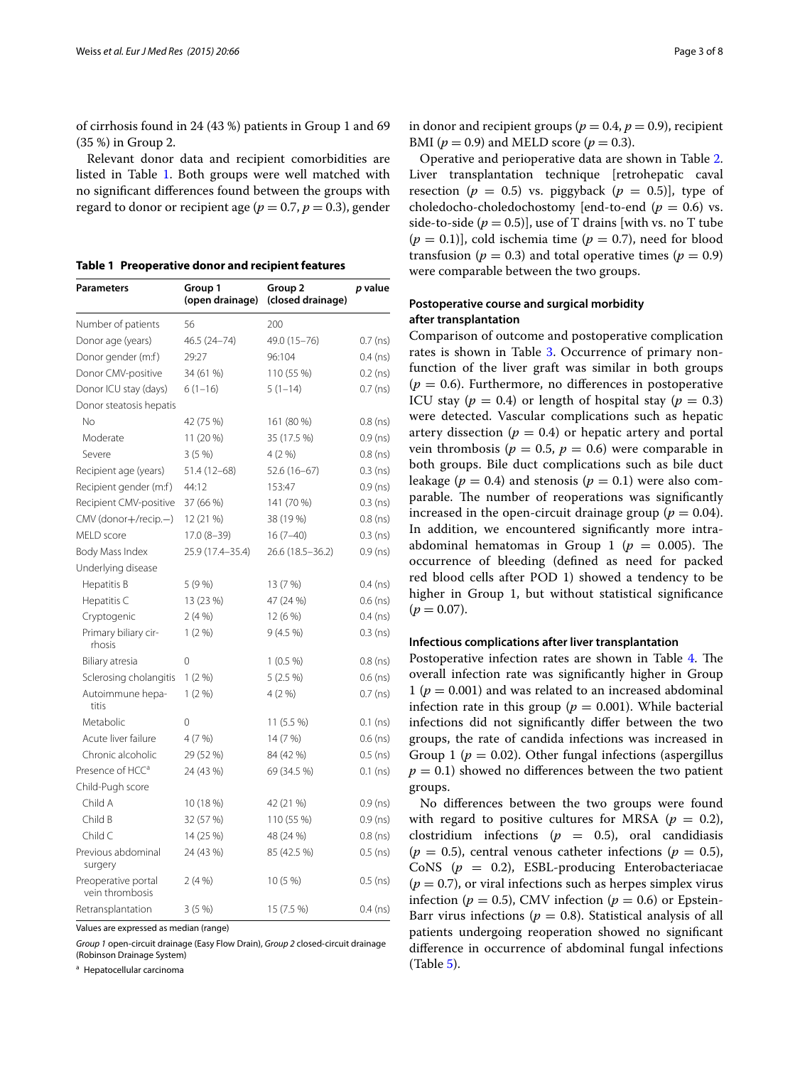of cirrhosis found in 24 (43 %) patients in Group 1 and 69 (35 %) in Group 2.

Relevant donor data and recipient comorbidities are listed in Table 1. Both groups were well matched with no significant differences found between the groups with regard to donor or recipient age ($p = 0.7$, $p = 0.3$), gender in donor and recipient groups ($p = 0.4$, $p = 0.9$), recipient BMI ($p = 0.9$) and MELD score ($p = 0.3$).

**Table 1 Preoperative donor and recipient features**

| Parameters | Group 1 (open drainage) | Group 2 (closed drainage) | p value |
|---|---|---|---|
| Number of patients | 56 | 200 | |
| Donor age (years) | 46.5 (24–74) | 49.0 (15–76) | 0.7 (ns) |
| Donor gender (m:f) | 29:27 | 96:104 | 0.4 (ns) |
| Donor CMV-positive | 34 (61 %) | 110 (55 %) | 0.2 (ns) |
| Donor ICU stay (days) | 6 (1–16) | 5 (1–14) | 0.7 (ns) |
| Donor steatosis hepatis | | | |
| No | 42 (75 %) | 161 (80 %) | 0.8 (ns) |
| Moderate | 11 (20 %) | 35 (17.5 %) | 0.9 (ns) |
| Severe | 3 (5 %) | 4 (2 %) | 0.8 (ns) |
| Recipient age (years) | 51.4 (12–68) | 52.6 (16–67) | 0.3 (ns) |
| Recipient gender (m:f) | 44:12 | 153:47 | 0.9 (ns) |
| Recipient CMV-positive | 37 (66 %) | 141 (70 %) | 0.3 (ns) |
| CMV (donor+/recip.−) | 12 (21 %) | 38 (19 %) | 0.8 (ns) |
| MELD score | 17.0 (8–39) | 16 (7–40) | 0.3 (ns) |
| Body Mass Index | 25.9 (17.4–35.4) | 26.6 (18.5–36.2) | 0.9 (ns) |
| Underlying disease | | | |
| Hepatitis B | 5 (9 %) | 13 (7 %) | 0.4 (ns) |
| Hepatitis C | 13 (23 %) | 47 (24 %) | 0.6 (ns) |
| Cryptogenic | 2 (4 %) | 12 (6 %) | 0.4 (ns) |
| Primary biliary cirrhosis | 1 (2 %) | 9 (4.5 %) | 0.3 (ns) |
| Biliary atresia | 0 | 1 (0.5 %) | 0.8 (ns) |
| Sclerosing cholangitis | 1 (2 %) | 5 (2.5 %) | 0.6 (ns) |
| Autoimmune hepatitis | 1 (2 %) | 4 (2 %) | 0.7 (ns) |
| Metabolic | 0 | 11 (5.5 %) | 0.1 (ns) |
| Acute liver failure | 4 (7 %) | 14 (7 %) | 0.6 (ns) |
| Chronic alcoholic | 29 (52 %) | 84 (42 %) | 0.5 (ns) |
| Presence of HCC[a] | 24 (43 %) | 69 (34.5 %) | 0.1 (ns) |
| Child-Pugh score | | | |
| Child A | 10 (18 %) | 42 (21 %) | 0.9 (ns) |
| Child B | 32 (57 %) | 110 (55 %) | 0.9 (ns) |
| Child C | 14 (25 %) | 48 (24 %) | 0.8 (ns) |
| Previous abdominal surgery | 24 (43 %) | 85 (42.5 %) | 0.5 (ns) |
| Preoperative portal vein thrombosis | 2 (4 %) | 10 (5 %) | 0.5 (ns) |
| Retransplantation | 3 (5 %) | 15 (7.5 %) | 0.4 (ns) |

Values are expressed as median (range)

*Group 1* open-circuit drainage (Easy Flow Drain), *Group 2* closed-circuit drainage (Robinson Drainage System)

[a] Hepatocellular carcinoma

Operative and perioperative data are shown in Table 2. Liver transplantation technique [retrohepatic caval resection ($p = 0.5$) vs. piggyback ($p = 0.5$)], type of choledocho-choledochostomy [end-to-end ($p = 0.6$) vs. side-to-side ($p = 0.5$)], use of T drains [with vs. no T tube ($p = 0.1$)], cold ischemia time ($p = 0.7$), need for blood transfusion ($p = 0.3$) and total operative times ($p = 0.9$) were comparable between the two groups.

### Postoperative course and surgical morbidity after transplantation

Comparison of outcome and postoperative complication rates is shown in Table 3. Occurrence of primary nonfunction of the liver graft was similar in both groups ($p = 0.6$). Furthermore, no differences in postoperative ICU stay ($p = 0.4$) or length of hospital stay ($p = 0.3$) were detected. Vascular complications such as hepatic artery dissection ($p = 0.4$) or hepatic artery and portal vein thrombosis ($p = 0.5$, $p = 0.6$) were comparable in both groups. Bile duct complications such as bile duct leakage ($p = 0.4$) and stenosis ($p = 0.1$) were also comparable. The number of reoperations was significantly increased in the open-circuit drainage group ($p = 0.04$). In addition, we encountered significantly more intra-abdominal hematomas in Group 1 ($p = 0.005$). The occurrence of bleeding (defined as need for packed red blood cells after POD 1) showed a tendency to be higher in Group 1, but without statistical significance ($p = 0.07$).

### Infectious complications after liver transplantation

Postoperative infection rates are shown in Table 4. The overall infection rate was significantly higher in Group 1 ($p = 0.001$) and was related to an increased abdominal infection rate in this group ($p = 0.001$). While bacterial infections did not significantly differ between the two groups, the rate of candida infections was increased in Group 1 ($p = 0.02$). Other fungal infections (aspergillus $p = 0.1$) showed no differences between the two patient groups.

No differences between the two groups were found with regard to positive cultures for MRSA ($p = 0.2$), clostridium infections ($p = 0.5$), oral candidiasis ($p = 0.5$), central venous catheter infections ($p = 0.5$), CoNS ($p = 0.2$), ESBL-producing Enterobacteriaceae ($p = 0.7$), or viral infections such as herpes simplex virus infection ($p = 0.5$), CMV infection ($p = 0.6$) or Epstein-Barr virus infections ($p = 0.8$). Statistical analysis of all patients undergoing reoperation showed no significant difference in occurrence of abdominal fungal infections (Table 5).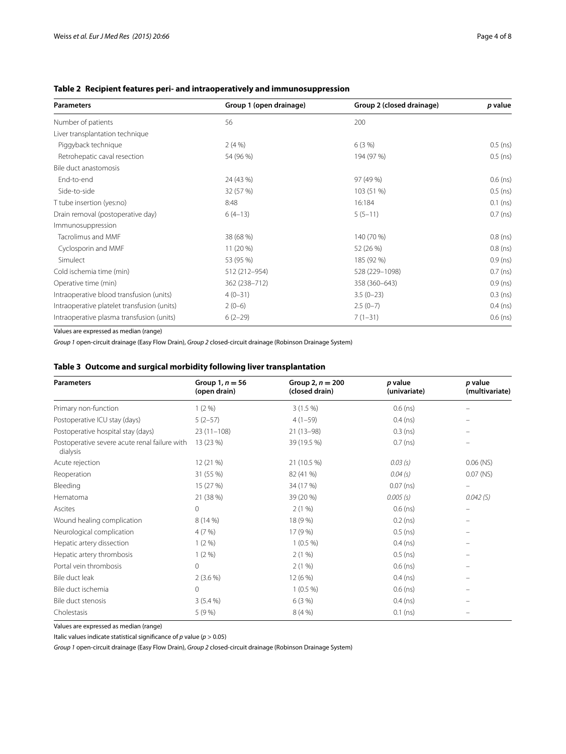**Table 2 Recipient features peri- and intraoperatively and immunosuppression**

| Parameters | Group 1 (open drainage) | Group 2 (closed drainage) | *p* value |
|---|---|---|---|
| Number of patients | 56 | 200 | |
| Liver transplantation technique | | | |
| Piggyback technique | 2 (4 %) | 6 (3 %) | 0.5 (ns) |
| Retrohepatic caval resection | 54 (96 %) | 194 (97 %) | 0.5 (ns) |
| Bile duct anastomosis | | | |
| End-to-end | 24 (43 %) | 97 (49 %) | 0.6 (ns) |
| Side-to-side | 32 (57 %) | 103 (51 %) | 0.5 (ns) |
| T tube insertion (yes:no) | 8:48 | 16:184 | 0.1 (ns) |
| Drain removal (postoperative day) | 6 (4–13) | 5 (5–11) | 0.7 (ns) |
| Immunosuppression | | | |
| Tacrolimus and MMF | 38 (68 %) | 140 (70 %) | 0.8 (ns) |
| Cyclosporin and MMF | 11 (20 %) | 52 (26 %) | 0.8 (ns) |
| Simulect | 53 (95 %) | 185 (92 %) | 0.9 (ns) |
| Cold ischemia time (min) | 512 (212–954) | 528 (229–1098) | 0.7 (ns) |
| Operative time (min) | 362 (238–712) | 358 (360–643) | 0.9 (ns) |
| Intraoperative blood transfusion (units) | 4 (0–31) | 3.5 (0–23) | 0.3 (ns) |
| Intraoperative platelet transfusion (units) | 2 (0–6) | 2.5 (0–7) | 0.4 (ns) |
| Intraoperative plasma transfusion (units) | 6 (2–29) | 7 (1–31) | 0.6 (ns) |

Values are expressed as median (range)

*Group 1* open-circuit drainage (Easy Flow Drain), *Group 2* closed-circuit drainage (Robinson Drainage System)

**Table 3 Outcome and surgical morbidity following liver transplantation**

| Parameters | Group 1, $n = 56$ (open drain) | Group 2, $n = 200$ (closed drain) | *p* value (univariate) | *p* value (multivariate) |
|---|---|---|---|---|
| Primary non-function | 1 (2 %) | 3 (1.5 %) | 0.6 (ns) | – |
| Postoperative ICU stay (days) | 5 (2–57) | 4 (1–59) | 0.4 (ns) | – |
| Postoperative hospital stay (days) | 23 (11–108) | 21 (13–98) | 0.3 (ns) | – |
| Postoperative severe acute renal failure with dialysis | 13 (23 %) | 39 (19.5 %) | 0.7 (ns) | – |
| Acute rejection | 12 (21 %) | 21 (10.5 %) | *0.03 (s)* | 0.06 (NS) |
| Reoperation | 31 (55 %) | 82 (41 %) | *0.04 (s)* | 0.07 (NS) |
| Bleeding | 15 (27 %) | 34 (17 %) | 0.07 (ns) | – |
| Hematoma | 21 (38 %) | 39 (20 %) | *0.005 (s)* | *0.042 (S)* |
| Ascites | 0 | 2 (1 %) | 0.6 (ns) | – |
| Wound healing complication | 8 (14 %) | 18 (9 %) | 0.2 (ns) | – |
| Neurological complication | 4 (7 %) | 17 (9 %) | 0.5 (ns) | – |
| Hepatic artery dissection | 1 (2 %) | 1 (0.5 %) | 0.4 (ns) | – |
| Hepatic artery thrombosis | 1 (2 %) | 2 (1 %) | 0.5 (ns) | – |
| Portal vein thrombosis | 0 | 2 (1 %) | 0.6 (ns) | – |
| Bile duct leak | 2 (3.6 %) | 12 (6 %) | 0.4 (ns) | – |
| Bile duct ischemia | 0 | 1 (0.5 %) | 0.6 (ns) | – |
| Bile duct stenosis | 3 (5.4 %) | 6 (3 %) | 0.4 (ns) | – |
| Cholestasis | 5 (9 %) | 8 (4 %) | 0.1 (ns) | – |

Values are expressed as median (range)

Italic values indicate statistical significance of *p* value ($p > 0.05$)

*Group 1* open-circuit drainage (Easy Flow Drain), *Group 2* closed-circuit drainage (Robinson Drainage System)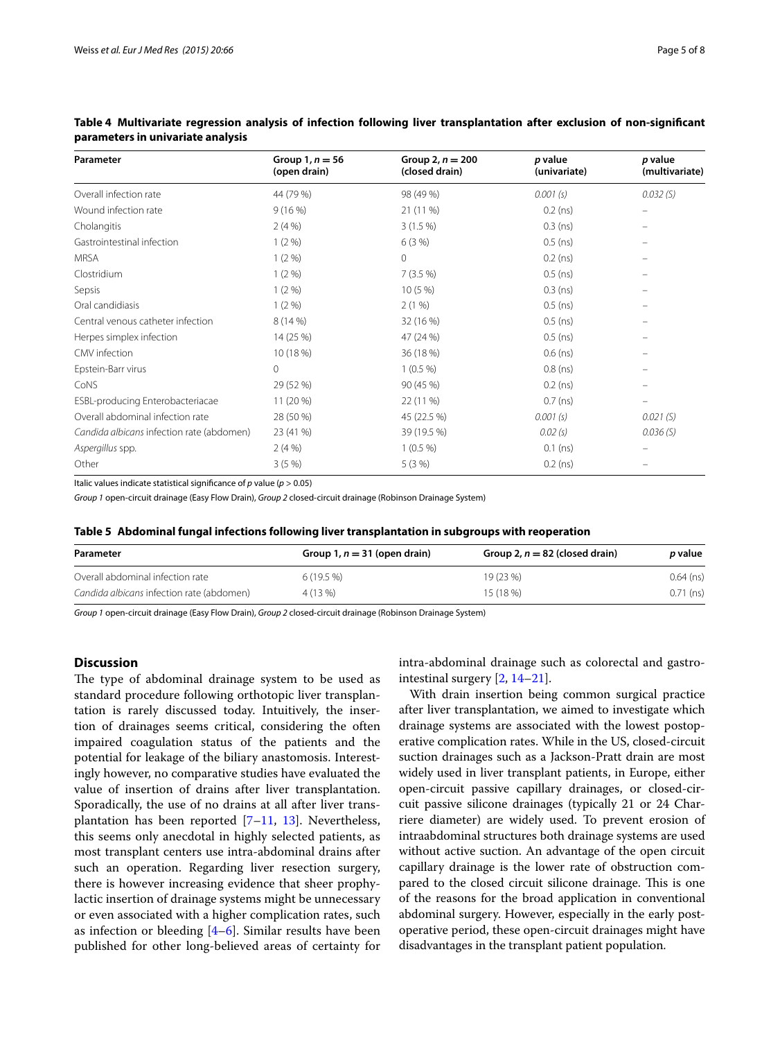**Table 4 Multivariate regression analysis of infection following liver transplantation after exclusion of non-significant parameters in univariate analysis**

| Parameter | Group 1, $n = 56$ (open drain) | Group 2, $n = 200$ (closed drain) | *p* value (univariate) | *p* value (multivariate) |
|---|---|---|---|---|
| Overall infection rate | 44 (79 %) | 98 (49 %) | *0.001 (s)* | *0.032 (S)* |
| Wound infection rate | 9 (16 %) | 21 (11 %) | 0.2 (ns) | – |
| Cholangitis | 2 (4 %) | 3 (1.5 %) | 0.3 (ns) | – |
| Gastrointestinal infection | 1 (2 %) | 6 (3 %) | 0.5 (ns) | – |
| MRSA | 1 (2 %) | 0 | 0.2 (ns) | – |
| Clostridium | 1 (2 %) | 7 (3.5 %) | 0.5 (ns) | – |
| Sepsis | 1 (2 %) | 10 (5 %) | 0.3 (ns) | – |
| Oral candidiasis | 1 (2 %) | 2 (1 %) | 0.5 (ns) | – |
| Central venous catheter infection | 8 (14 %) | 32 (16 %) | 0.5 (ns) | – |
| Herpes simplex infection | 14 (25 %) | 47 (24 %) | 0.5 (ns) | – |
| CMV infection | 10 (18 %) | 36 (18 %) | 0.6 (ns) | – |
| Epstein-Barr virus | 0 | 1 (0.5 %) | 0.8 (ns) | – |
| CoNS | 29 (52 %) | 90 (45 %) | 0.2 (ns) | – |
| ESBL-producing Enterobacteriacae | 11 (20 %) | 22 (11 %) | 0.7 (ns) | – |
| Overall abdominal infection rate | 28 (50 %) | 45 (22.5 %) | *0.001 (s)* | *0.021 (S)* |
| *Candida albicans* infection rate (abdomen) | 23 (41 %) | 39 (19.5 %) | *0.02 (s)* | *0.036 (S)* |
| *Aspergillus* spp. | 2 (4 %) | 1 (0.5 %) | 0.1 (ns) | – |
| Other | 3 (5 %) | 5 (3 %) | 0.2 (ns) | – |

Italic values indicate statistical significance of *p* value ($p > 0.05$)

*Group 1* open-circuit drainage (Easy Flow Drain), *Group 2* closed-circuit drainage (Robinson Drainage System)

**Table 5 Abdominal fungal infections following liver transplantation in subgroups with reoperation**

| Parameter | Group 1, $n = 31$ (open drain) | Group 2, $n = 82$ (closed drain) | *p* value |
|---|---|---|---|
| Overall abdominal infection rate | 6 (19.5 %) | 19 (23 %) | 0.64 (ns) |
| *Candida albicans* infection rate (abdomen) | 4 (13 %) | 15 (18 %) | 0.71 (ns) |

*Group 1* open-circuit drainage (Easy Flow Drain), *Group 2* closed-circuit drainage (Robinson Drainage System)

## Discussion

The type of abdominal drainage system to be used as standard procedure following orthotopic liver transplantation is rarely discussed today. Intuitively, the insertion of drainages seems critical, considering the often impaired coagulation status of the patients and the potential for leakage of the biliary anastomosis. Interestingly however, no comparative studies have evaluated the value of insertion of drains after liver transplantation. Sporadically, the use of no drains at all after liver transplantation has been reported [7–11, 13]. Nevertheless, this seems only anecdotal in highly selected patients, as most transplant centers use intra-abdominal drains after such an operation. Regarding liver resection surgery, there is however increasing evidence that sheer prophylactic insertion of drainage systems might be unnecessary or even associated with a higher complication rates, such as infection or bleeding [4–6]. Similar results have been published for other long-believed areas of certainty for intra-abdominal drainage such as colorectal and gastrointestinal surgery [2, 14–21].

With drain insertion being common surgical practice after liver transplantation, we aimed to investigate which drainage systems are associated with the lowest postoperative complication rates. While in the US, closed-circuit suction drainages such as a Jackson-Pratt drain are most widely used in liver transplant patients, in Europe, either open-circuit passive capillary drainages, or closed-circuit passive silicone drainages (typically 21 or 24 Charriere diameter) are widely used. To prevent erosion of intraabdominal structures both drainage systems are used without active suction. An advantage of the open circuit capillary drainage is the lower rate of obstruction compared to the closed circuit silicone drainage. This is one of the reasons for the broad application in conventional abdominal surgery. However, especially in the early postoperative period, these open-circuit drainages might have disadvantages in the transplant patient population.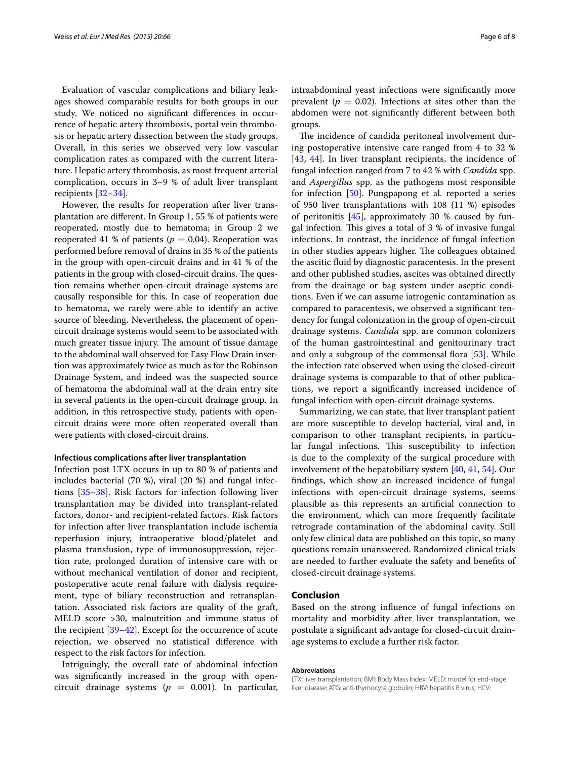Evaluation of vascular complications and biliary leakages showed comparable results for both groups in our study. We noticed no significant differences in occurrence of hepatic artery thrombosis, portal vein thrombosis or hepatic artery dissection between the study groups. Overall, in this series we observed very low vascular complication rates as compared with the current literature. Hepatic artery thrombosis, as most frequent arterial complication, occurs in 3–9 % of adult liver transplant recipients [32–34].

However, the results for reoperation after liver transplantation are different. In Group 1, 55 % of patients were reoperated, mostly due to hematoma; in Group 2 we reoperated 41 % of patients ($p = 0.04$). Reoperation was performed before removal of drains in 35 % of the patients in the group with open-circuit drains and in 41 % of the patients in the group with closed-circuit drains. The question remains whether open-circuit drainage systems are causally responsible for this. In case of reoperation due to hematoma, we rarely were able to identify an active source of bleeding. Nevertheless, the placement of open-circuit drainage systems would seem to be associated with much greater tissue injury. The amount of tissue damage to the abdominal wall observed for Easy Flow Drain insertion was approximately twice as much as for the Robinson Drainage System, and indeed was the suspected source of hematoma the abdominal wall at the drain entry site in several patients in the open-circuit drainage group. In addition, in this retrospective study, patients with open-circuit drains were more often reoperated overall than were patients with closed-circuit drains.

### Infectious complications after liver transplantation

Infection post LTX occurs in up to 80 % of patients and includes bacterial (70 %), viral (20 %) and fungal infections [35–38]. Risk factors for infection following liver transplantation may be divided into transplant-related factors, donor- and recipient-related factors. Risk factors for infection after liver transplantation include ischemia reperfusion injury, intraoperative blood/platelet and plasma transfusion, type of immunosuppression, rejection rate, prolonged duration of intensive care with or without mechanical ventilation of donor and recipient, postoperative acute renal failure with dialysis requirement, type of biliary reconstruction and retransplantation. Associated risk factors are quality of the graft, MELD score >30, malnutrition and immune status of the recipient [39–42]. Except for the occurrence of acute rejection, we observed no statistical difference with respect to the risk factors for infection.

Intriguingly, the overall rate of abdominal infection was significantly increased in the group with open-circuit drainage systems ($p = 0.001$). In particular, intraabdominal yeast infections were significantly more prevalent ($p = 0.02$). Infections at sites other than the abdomen were not significantly different between both groups.

The incidence of candida peritoneal involvement during postoperative intensive care ranged from 4 to 32 % [43, 44]. In liver transplant recipients, the incidence of fungal infection ranged from 7 to 42 % with *Candida* spp. and *Aspergillus* spp. as the pathogens most responsible for infection [50]. Pungpapong et al. reported a series of 950 liver transplantations with 108 (11 %) episodes of peritonitis [45], approximately 30 % caused by fungal infection. This gives a total of 3 % of invasive fungal infections. In contrast, the incidence of fungal infection in other studies appears higher. The colleagues obtained the ascitic fluid by diagnostic paracentesis. In the present and other published studies, ascites was obtained directly from the drainage or bag system under aseptic conditions. Even if we can assume iatrogenic contamination as compared to paracentesis, we observed a significant tendency for fungal colonization in the group of open-circuit drainage systems. *Candida* spp. are common colonizers of the human gastrointestinal and genitourinary tract and only a subgroup of the commensal flora [53]. While the infection rate observed when using the closed-circuit drainage systems is comparable to that of other publications, we report a significantly increased incidence of fungal infection with open-circuit drainage systems.

Summarizing, we can state, that liver transplant patient are more susceptible to develop bacterial, viral and, in comparison to other transplant recipients, in particular fungal infections. This susceptibility to infection is due to the complexity of the surgical procedure with involvement of the hepatobiliary system [40, 41, 54]. Our findings, which show an increased incidence of fungal infections with open-circuit drainage systems, seems plausible as this represents an artificial connection to the environment, which can more frequently facilitate retrograde contamination of the abdominal cavity. Still only few clinical data are published on this topic, so many questions remain unanswered. Randomized clinical trials are needed to further evaluate the safety and benefits of closed-circuit drainage systems.

## Conclusion

Based on the strong influence of fungal infections on mortality and morbidity after liver transplantation, we postulate a significant advantage for closed-circuit drainage systems to exclude a further risk factor.

#### Abbreviations

LTX: liver transplantation; BMI: Body Mass Index; MELD: model for end-stage liver disease; ATG: anti-thymocyte globulin; HBV: hepatitis B virus; HCV: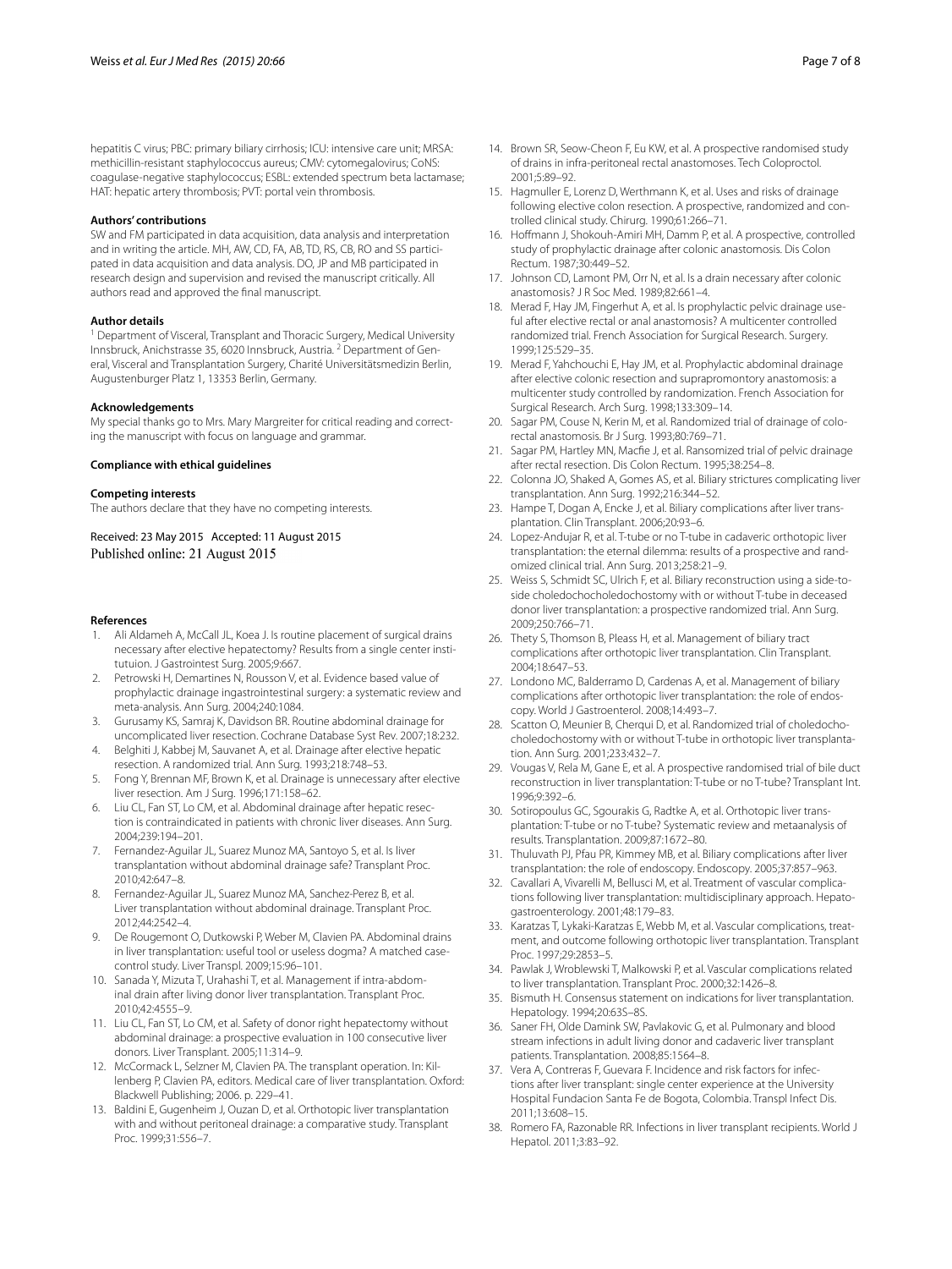hepatitis C virus; PBC: primary biliary cirrhosis; ICU: intensive care unit; MRSA: methicillin-resistant staphylococcus aureus; CMV: cytomegalovirus; CoNS: coagulase-negative staphylococcus; ESBL: extended spectrum beta lactamase; HAT: hepatic artery thrombosis; PVT: portal vein thrombosis.

### Authors' contributions

SW and FM participated in data acquisition, data analysis and interpretation and in writing the article. MH, AW, CD, FA, AB, TD, RS, CB, RO and SS participated in data acquisition and data analysis. DO, JP and MB participated in research design and supervision and revised the manuscript critically. All authors read and approved the final manuscript.

### Author details

[1] Department of Visceral, Transplant and Thoracic Surgery, Medical University Innsbruck, Anichstrasse 35, 6020 Innsbruck, Austria. [2] Department of General, Visceral and Transplantation Surgery, Charité Universitätsmedizin Berlin, Augustenburger Platz 1, 13353 Berlin, Germany.

### Acknowledgements

My special thanks go to Mrs. Mary Margreiter for critical reading and correcting the manuscript with focus on language and grammar.

### Compliance with ethical guidelines

### Competing interests

The authors declare that they have no competing interests.

Received: 23 May 2015 Accepted: 11 August 2015
Published online: 21 August 2015

### References

1. Ali Aldameh A, McCall JL, Koea J. Is routine placement of surgical drains necessary after elective hepatectomy? Results from a single center institutuion. J Gastrointest Surg. 2005;9:667.
2. Petrowski H, Demartines N, Rousson V, et al. Evidence based value of prophylactic drainage ingastrointestinal surgery: a systematic review and meta-analysis. Ann Surg. 2004;240:1084.
3. Gurusamy KS, Samraj K, Davidson BR. Routine abdominal drainage for uncomplicated liver resection. Cochrane Database Syst Rev. 2007;18:232.
4. Belghiti J, Kabbej M, Sauvanet A, et al. Drainage after elective hepatic resection. A randomized trial. Ann Surg. 1993;218:748–53.
5. Fong Y, Brennan MF, Brown K, et al. Drainage is unnecessary after elective liver resection. Am J Surg. 1996;171:158–62.
6. Liu CL, Fan ST, Lo CM, et al. Abdominal drainage after hepatic resection is contraindicated in patients with chronic liver diseases. Ann Surg. 2004;239:194–201.
7. Fernandez-Aguilar JL, Suarez Munoz MA, Santoyo S, et al. Is liver transplantation without abdominal drainage safe? Transplant Proc. 2010;42:647–8.
8. Fernandez-Aguilar JL, Suarez Munoz MA, Sanchez-Perez B, et al. Liver transplantation without abdominal drainage. Transplant Proc. 2012;44:2542–4.
9. De Rougemont O, Dutkowski P, Weber M, Clavien PA. Abdominal drains in liver transplantation: useful tool or useless dogma? A matched case-control study. Liver Transpl. 2009;15:96–101.
10. Sanada Y, Mizuta T, Urahashi T, et al. Management if intra-abdominal drain after living donor liver transplantation. Transplant Proc. 2010;42:4555–9.
11. Liu CL, Fan ST, Lo CM, et al. Safety of donor right hepatectomy without abdominal drainage: a prospective evaluation in 100 consecutive liver donors. Liver Transplant. 2005;11:314–9.
12. McCormack L, Selzner M, Clavien PA. The transplant operation. In: Killenberg P, Clavien PA, editors. Medical care of liver transplantation. Oxford: Blackwell Publishing; 2006. p. 229–41.
13. Baldini E, Gugenheim J, Ouzan D, et al. Orthotopic liver transplantation with and without peritoneal drainage: a comparative study. Transplant Proc. 1999;31:556–7.
14. Brown SR, Seow-Cheon F, Eu KW, et al. A prospective randomised study of drains in infra-peritoneal rectal anastomoses. Tech Coloproctol. 2001;5:89–92.
15. Hagmuller E, Lorenz D, Werthmann K, et al. Uses and risks of drainage following elective colon resection. A prospective, randomized and controlled clinical study. Chirurg. 1990;61:266–71.
16. Hoffmann J, Shokouh-Amiri MH, Damm P, et al. A prospective, controlled study of prophylactic drainage after colonic anastomosis. Dis Colon Rectum. 1987;30:449–52.
17. Johnson CD, Lamont PM, Orr N, et al. Is a drain necessary after colonic anastomosis? J R Soc Med. 1989;82:661–4.
18. Merad F, Hay JM, Fingerhut A, et al. Is prophylactic pelvic drainage useful after elective rectal or anal anastomosis? A multicenter controlled randomized trial. French Association for Surgical Research. Surgery. 1999;125:529–35.
19. Merad F, Yahchouchi E, Hay JM, et al. Prophylactic abdominal drainage after elective colonic resection and suprapromontory anastomosis: a multicenter study controlled by randomization. French Association for Surgical Research. Arch Surg. 1998;133:309–14.
20. Sagar PM, Couse N, Kerin M, et al. Randomized trial of drainage of colorectal anastomosis. Br J Surg. 1993;80:769–71.
21. Sagar PM, Hartley MN, Macfie J, et al. Ransomized trial of pelvic drainage after rectal resection. Dis Colon Rectum. 1995;38:254–8.
22. Colonna JO, Shaked A, Gomes AS, et al. Biliary strictures complicating liver transplantation. Ann Surg. 1992;216:344–52.
23. Hampe T, Dogan A, Encke J, et al. Biliary complications after liver transplantation. Clin Transplant. 2006;20:93–6.
24. Lopez-Andujar R, et al. T-tube or no T-tube in cadaveric orthotopic liver transplantation: the eternal dilemma: results of a prospective and randomized clinical trial. Ann Surg. 2013;258:21–9.
25. Weiss S, Schmidt SC, Ulrich F, et al. Biliary reconstruction using a side-to-side choledochocholedochostomy with or without T-tube in deceased donor liver transplantation: a prospective randomized trial. Ann Surg. 2009;250:766–71.
26. Thety S, Thomson B, Pleass H, et al. Management of biliary tract complications after orthotopic liver transplantation. Clin Transplant. 2004;18:647–53.
27. Londono MC, Balderramo D, Cardenas A, et al. Management of biliary complications after orthotopic liver transplantation: the role of endoscopy. World J Gastroenterol. 2008;14:493–7.
28. Scatton O, Meunier B, Cherqui D, et al. Randomized trial of choledochocholedochostomy with or without T-tube in orthotopic liver transplantation. Ann Surg. 2001;233:432–7.
29. Vougas V, Rela M, Gane E, et al. A prospective randomised trial of bile duct reconstruction in liver transplantation: T-tube or no T-tube? Transplant Int. 1996;9:392–6.
30. Sotiropoulus GC, Sgourakis G, Radtke A, et al. Orthotopic liver transplantation: T-tube or no T-tube? Systematic review and metaanalysis of results. Transplantation. 2009;87:1672–80.
31. Thuluvath PJ, Pfau PR, Kimmey MB, et al. Biliary complications after liver transplantation: the role of endoscopy. Endoscopy. 2005;37:857–963.
32. Cavallari A, Vivarelli M, Bellusci M, et al. Treatment of vascular complications following liver transplantation: multidisciplinary approach. Hepatogastroenterology. 2001;48:179–83.
33. Karatzas T, Lykaki-Karatzas E, Webb M, et al. Vascular complications, treatment, and outcome following orthotopic liver transplantation. Transplant Proc. 1997;29:2853–5.
34. Pawlak J, Wroblewski T, Malkowski P, et al. Vascular complications related to liver transplantation. Transplant Proc. 2000;32:1426–8.
35. Bismuth H. Consensus statement on indications for liver transplantation. Hepatology. 1994;20:63S–8S.
36. Saner FH, Olde Damink SW, Pavlakovic G, et al. Pulmonary and blood stream infections in adult living donor and cadaveric liver transplant patients. Transplantation. 2008;85:1564–8.
37. Vera A, Contreras F, Guevara F. Incidence and risk factors for infections after liver transplant: single center experience at the University Hospital Fundacion Santa Fe de Bogota, Colombia. Transpl Infect Dis. 2011;13:608–15.
38. Romero FA, Razonable RR. Infections in liver transplant recipients. World J Hepatol. 2011;3:83–92.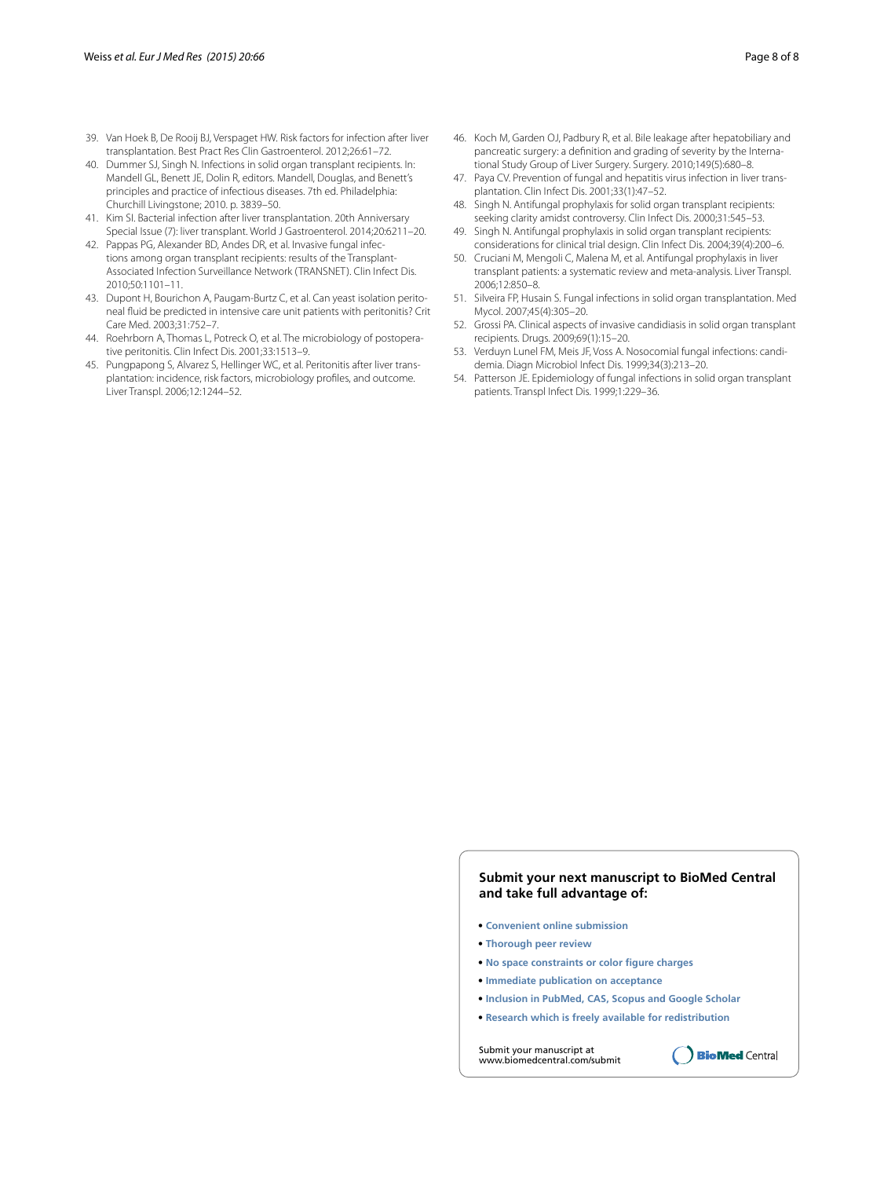39. Van Hoek B, De Rooij BJ, Verspaget HW. Risk factors for infection after liver transplantation. Best Pract Res Clin Gastroenterol. 2012;26:61–72.
40. Dummer SJ, Singh N. Infections in solid organ transplant recipients. In: Mandell GL, Benett JE, Dolin R, editors. Mandell, Douglas, and Benett's principles and practice of infectious diseases. 7th ed. Philadelphia: Churchill Livingstone; 2010. p. 3839–50.
41. Kim SI. Bacterial infection after liver transplantation. 20th Anniversary Special Issue (7): liver transplant. World J Gastroenterol. 2014;20:6211–20.
42. Pappas PG, Alexander BD, Andes DR, et al. Invasive fungal infections among organ transplant recipients: results of the Transplant-Associated Infection Surveillance Network (TRANSNET). Clin Infect Dis. 2010;50:1101–11.
43. Dupont H, Bourichon A, Paugam-Burtz C, et al. Can yeast isolation peritoneal fluid be predicted in intensive care unit patients with peritonitis? Crit Care Med. 2003;31:752–7.
44. Roehrborn A, Thomas L, Potreck O, et al. The microbiology of postoperative peritonitis. Clin Infect Dis. 2001;33:1513–9.
45. Pungpapong S, Alvarez S, Hellinger WC, et al. Peritonitis after liver transplantation: incidence, risk factors, microbiology profiles, and outcome. Liver Transpl. 2006;12:1244–52.
46. Koch M, Garden OJ, Padbury R, et al. Bile leakage after hepatobiliary and pancreatic surgery: a definition and grading of severity by the International Study Group of Liver Surgery. Surgery. 2010;149(5):680–8.
47. Paya CV. Prevention of fungal and hepatitis virus infection in liver transplantation. Clin Infect Dis. 2001;33(1):47–52.
48. Singh N. Antifungal prophylaxis for solid organ transplant recipients: seeking clarity amidst controversy. Clin Infect Dis. 2000;31:545–53.
49. Singh N. Antifungal prophylaxis in solid organ transplant recipients: considerations for clinical trial design. Clin Infect Dis. 2004;39(4):200–6.
50. Cruciani M, Mengoli C, Malena M, et al. Antifungal prophylaxis in liver transplant patients: a systematic review and meta-analysis. Liver Transpl. 2006;12:850–8.
51. Silveira FP, Husain S. Fungal infections in solid organ transplantation. Med Mycol. 2007;45(4):305–20.
52. Grossi PA. Clinical aspects of invasive candidiasis in solid organ transplant recipients. Drugs. 2009;69(1):15–20.
53. Verduyn Lunel FM, Meis JF, Voss A. Nosocomial fungal infections: candidemia. Diagn Microbiol Infect Dis. 1999;34(3):213–20.
54. Patterson JE. Epidemiology of fungal infections in solid organ transplant patients. Transpl Infect Dis. 1999;1:229–36.

**Submit your next manuscript to BioMed Central and take full advantage of:**

- **Convenient online submission**
- **Thorough peer review**
- **No space constraints or color figure charges**
- **Immediate publication on acceptance**
- **Inclusion in PubMed, CAS, Scopus and Google Scholar**
- **Research which is freely available for redistribution**

Submit your manuscript at
www.biomedcentral.com/submit

BioMed Central